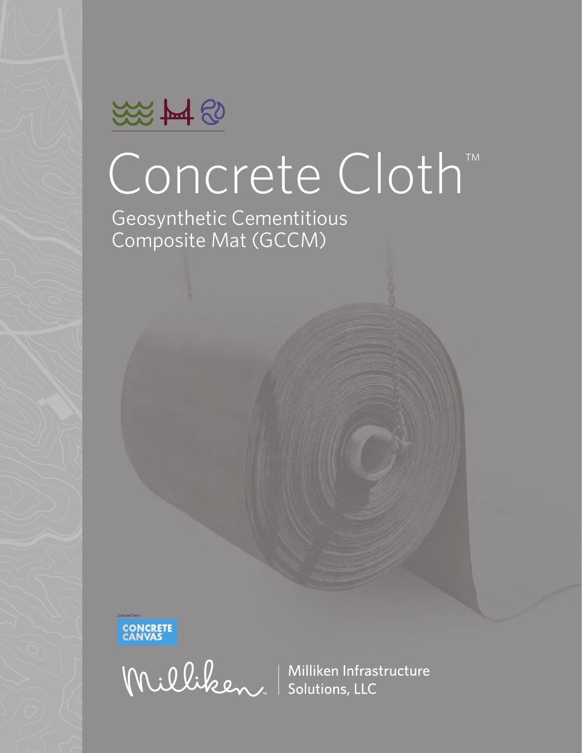# Concrete Cloth™

## Geosynthetic Cementitious Composite Mat (GCCM)

Licensed from

CONCRETE CANVAS

Milliken | Milliken Infrastructure Solutions, LLC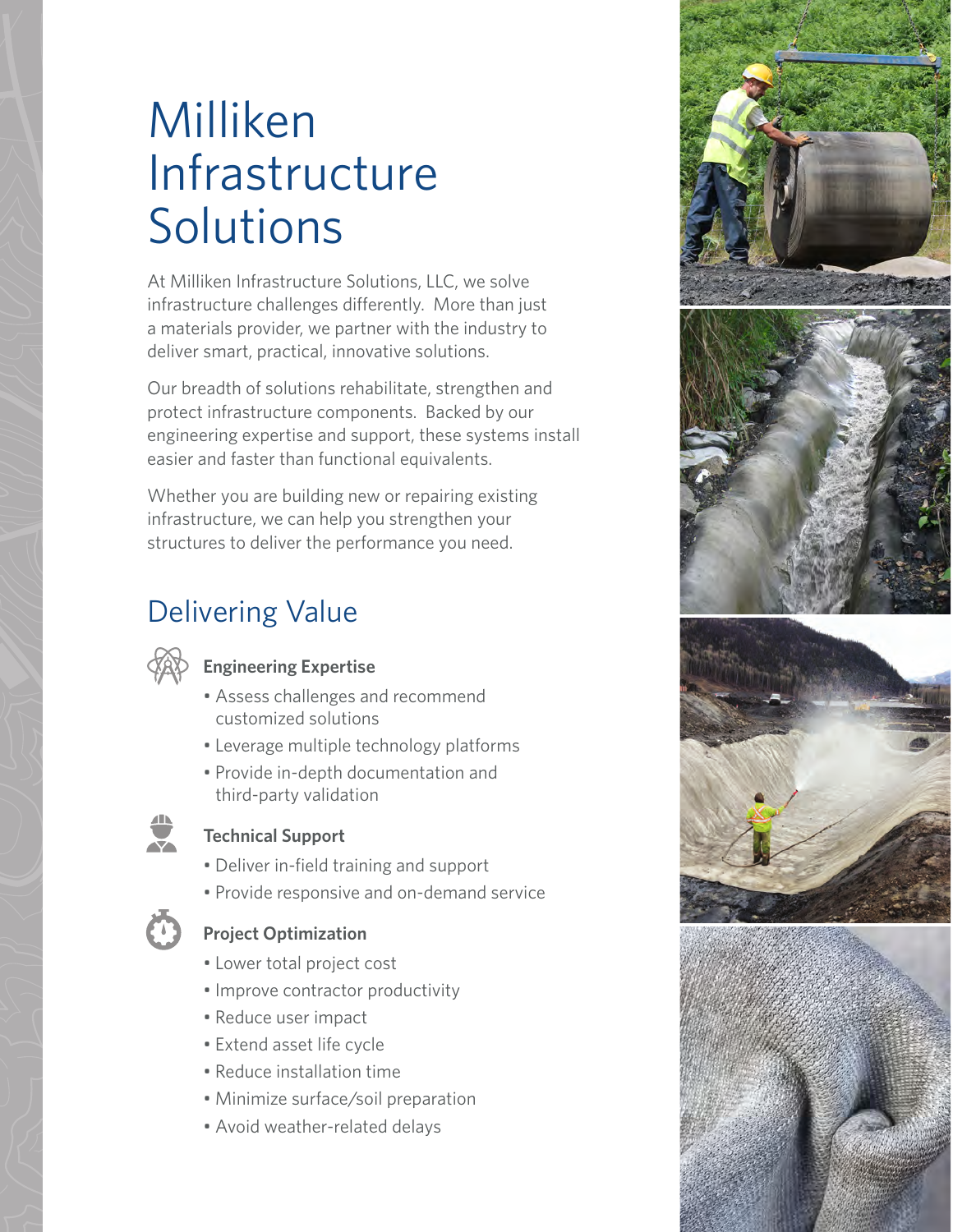# Milliken Infrastructure Solutions

At Milliken Infrastructure Solutions, LLC, we solve infrastructure challenges differently. More than just a materials provider, we partner with the industry to deliver smart, practical, innovative solutions.

Our breadth of solutions rehabilitate, strengthen and protect infrastructure components. Backed by our engineering expertise and support, these systems install easier and faster than functional equivalents.

Whether you are building new or repairing existing infrastructure, we can help you strengthen your structures to deliver the performance you need.

## Delivering Value

### Engineering Expertise

- Assess challenges and recommend customized solutions
- Leverage multiple technology platforms
- Provide in-depth documentation and third-party validation

### Technical Support

- Deliver in-field training and support
- Provide responsive and on-demand service

### Project Optimization

- Lower total project cost
- Improve contractor productivity
- Reduce user impact
- Extend asset life cycle
- Reduce installation time
- Minimize surface/soil preparation
- Avoid weather-related delays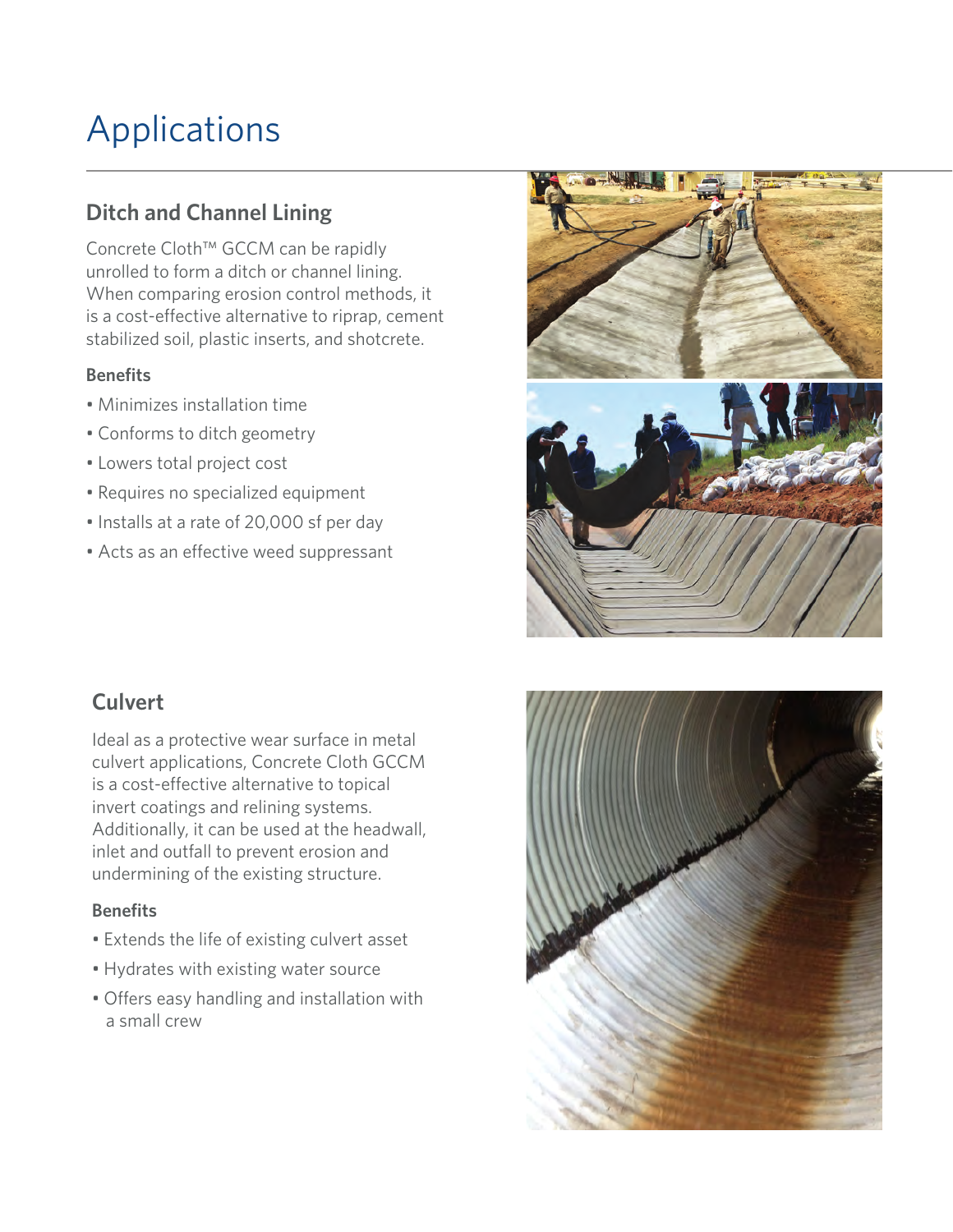# Applications

## Ditch and Channel Lining

Concrete Cloth™ GCCM can be rapidly unrolled to form a ditch or channel lining. When comparing erosion control methods, it is a cost-effective alternative to riprap, cement stabilized soil, plastic inserts, and shotcrete.

### Benefits

- Minimizes installation time
- Conforms to ditch geometry
- Lowers total project cost
- Requires no specialized equipment
- Installs at a rate of 20,000 sf per day
- Acts as an effective weed suppressant

## Culvert

Ideal as a protective wear surface in metal culvert applications, Concrete Cloth GCCM is a cost-effective alternative to topical invert coatings and relining systems. Additionally, it can be used at the headwall, inlet and outfall to prevent erosion and undermining of the existing structure.

### Benefits

- Extends the life of existing culvert asset
- Hydrates with existing water source
- Offers easy handling and installation with a small crew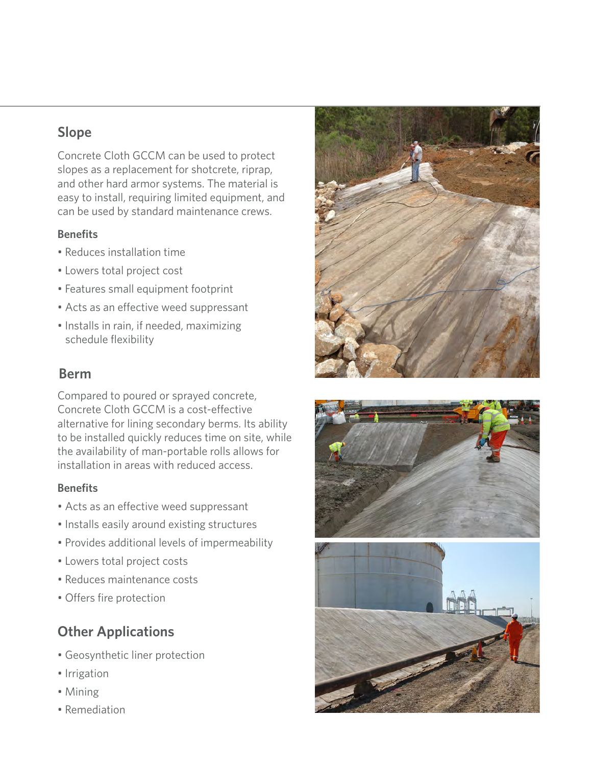## Slope

Concrete Cloth GCCM can be used to protect slopes as a replacement for shotcrete, riprap, and other hard armor systems. The material is easy to install, requiring limited equipment, and can be used by standard maintenance crews.

### Benefits

- Reduces installation time
- Lowers total project cost
- Features small equipment footprint
- Acts as an effective weed suppressant
- Installs in rain, if needed, maximizing schedule flexibility

## Berm

Compared to poured or sprayed concrete, Concrete Cloth GCCM is a cost-effective alternative for lining secondary berms. Its ability to be installed quickly reduces time on site, while the availability of man-portable rolls allows for installation in areas with reduced access.

### Benefits

- Acts as an effective weed suppressant
- Installs easily around existing structures
- Provides additional levels of impermeability
- Lowers total project costs
- Reduces maintenance costs
- Offers fire protection

## Other Applications

- Geosynthetic liner protection
- Irrigation
- Mining
- Remediation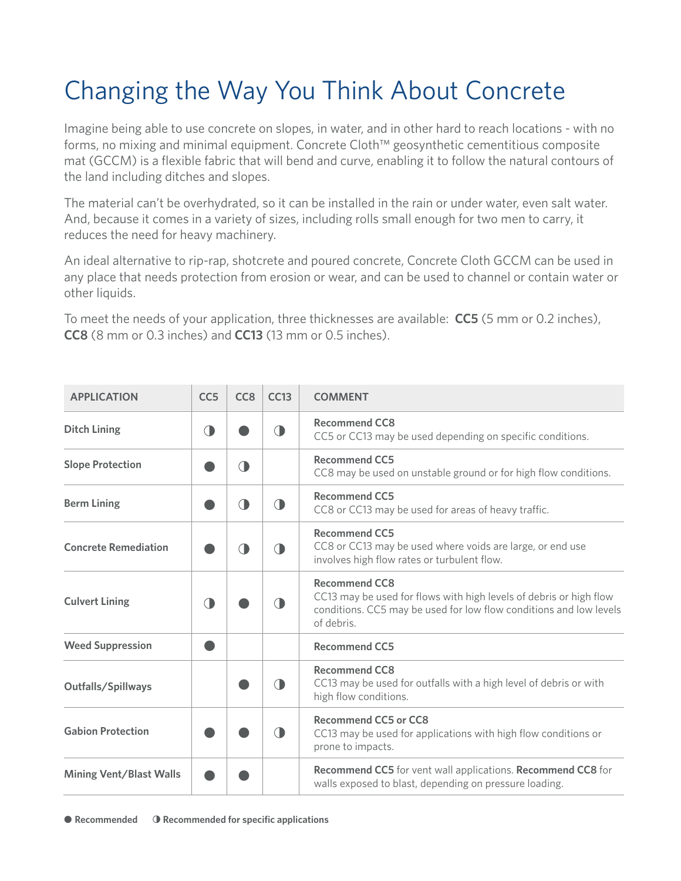# Changing the Way You Think About Concrete

Imagine being able to use concrete on slopes, in water, and in other hard to reach locations - with no forms, no mixing and minimal equipment. Concrete Cloth™ geosynthetic cementitious composite mat (GCCM) is a flexible fabric that will bend and curve, enabling it to follow the natural contours of the land including ditches and slopes.

The material can't be overhydrated, so it can be installed in the rain or under water, even salt water. And, because it comes in a variety of sizes, including rolls small enough for two men to carry, it reduces the need for heavy machinery.

An ideal alternative to rip-rap, shotcrete and poured concrete, Concrete Cloth GCCM can be used in any place that needs protection from erosion or wear, and can be used to channel or contain water or other liquids.

To meet the needs of your application, three thicknesses are available: **CC5** (5 mm or 0.2 inches), **CC8** (8 mm or 0.3 inches) and **CC13** (13 mm or 0.5 inches).

| APPLICATION | CC5 | CC8 | CC13 | COMMENT |
|---|---|---|---|---|
| **Ditch Lining** | ◑ | ● | ◑ | **Recommend CC8** CC5 or CC13 may be used depending on specific conditions. |
| **Slope Protection** | ● | ◑ | | **Recommend CC5** CC8 may be used on unstable ground or for high flow conditions. |
| **Berm Lining** | ● | ◑ | ◑ | **Recommend CC5** CC8 or CC13 may be used for areas of heavy traffic. |
| **Concrete Remediation** | ● | ◑ | ◑ | **Recommend CC5** CC8 or CC13 may be used where voids are large, or end use involves high flow rates or turbulent flow. |
| **Culvert Lining** | ◑ | ● | ◑ | **Recommend CC8** CC13 may be used for flows with high levels of debris or high flow conditions. CC5 may be used for low flow conditions and low levels of debris. |
| **Weed Suppression** | ● | | | **Recommend CC5** |
| **Outfalls/Spillways** | | ● | ◑ | **Recommend CC8** CC13 may be used for outfalls with a high level of debris or with high flow conditions. |
| **Gabion Protection** | ● | ● | ◑ | **Recommend CC5 or CC8** CC13 may be used for applications with high flow conditions or prone to impacts. |
| **Mining Vent/Blast Walls** | ● | ● | | **Recommend CC5** for vent wall applications. **Recommend CC8** for walls exposed to blast, depending on pressure loading. |

● **Recommended** ◑ **Recommended for specific applications**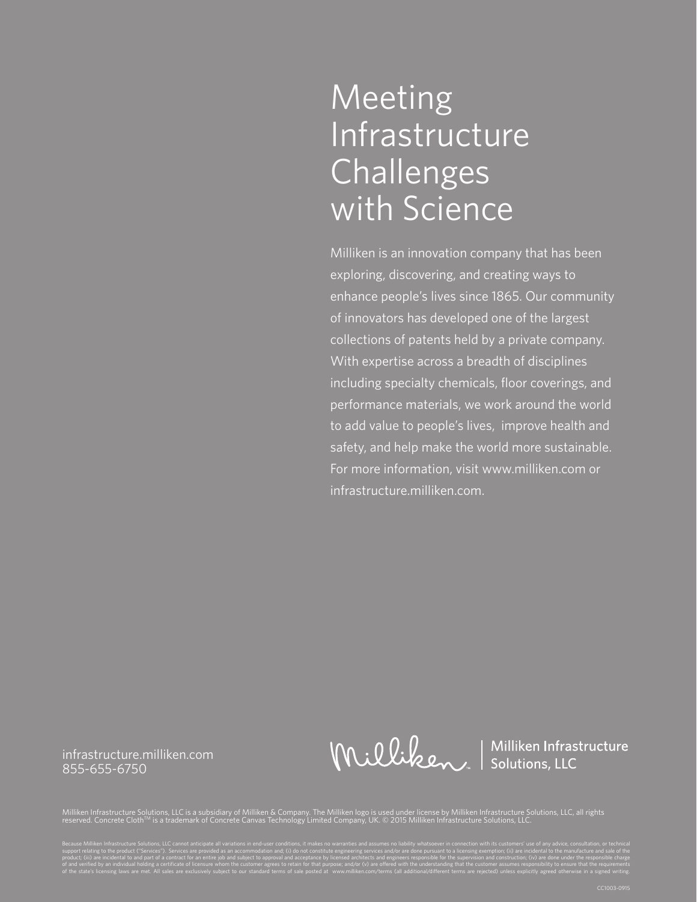# Meeting Infrastructure Challenges with Science

Milliken is an innovation company that has been exploring, discovering, and creating ways to enhance people's lives since 1865. Our community of innovators has developed one of the largest collections of patents held by a private company. With expertise across a breadth of disciplines including specialty chemicals, floor coverings, and performance materials, we work around the world to add value to people's lives, improve health and safety, and help make the world more sustainable. For more information, visit www.milliken.com or infrastructure.milliken.com.

infrastructure.milliken.com
855-655-6750

Milliken | Milliken Infrastructure Solutions, LLC

Milliken Infrastructure Solutions, LLC is a subsidiary of Milliken & Company. The Milliken logo is used under license by Milliken Infrastructure Solutions, LLC, all rights reserved. Concrete Cloth™ is a trademark of Concrete Canvas Technology Limited Company, UK. © 2015 Milliken Infrastructure Solutions, LLC.

Because Milliken Infrastructure Solutions, LLC cannot anticipate all variations in end-user conditions, it makes no warranties and assumes no liability whatsoever in connection with its customers' use of any advice, consultation, or technical support relating to the product ("Services"). Services are provided as an accommodation and; (i) do not constitute engineering services and/or are done pursuant to a licensing exemption; (ii) are incidental to the manufacture and sale of the product; (iii) are incidental to and part of a contract for an entire job and subject to approval and acceptance by licensed architects and engineers responsible for the supervision and construction; (iv) are done under the responsible charge of and verified by an individual holding a certificate of licensure whom the customer agrees to retain for that purpose; and/or (v) are offered with the understanding that the customer assumes responsibility to ensure that the requirements of the state's licensing laws are met. All sales are exclusively subject to our standard terms of sale posted at www.milliken.com/terms (all additional/different terms are rejected) unless explicitly agreed otherwise in a signed writing.

CC1003-0915